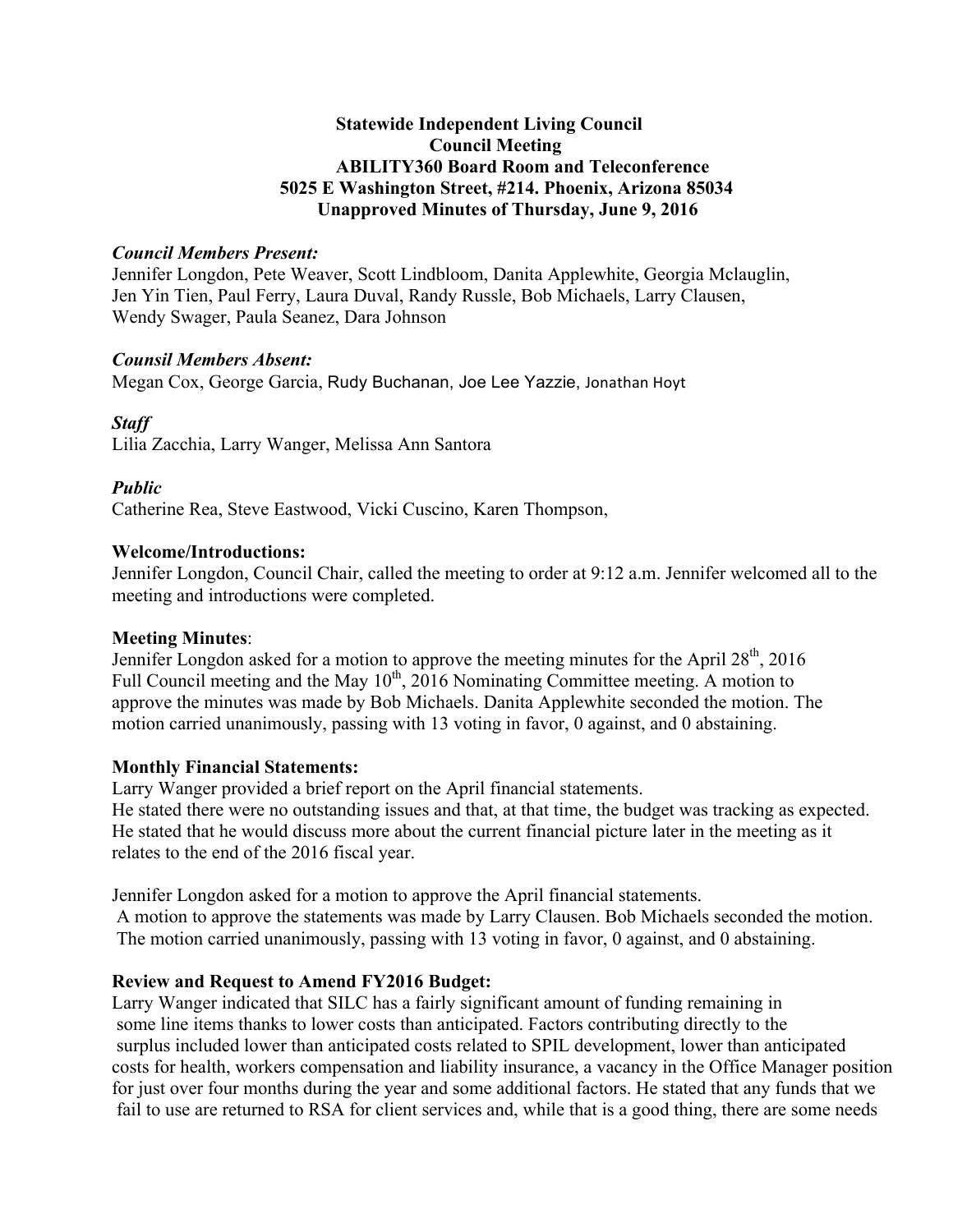**Statewide Independent Living Council**
**Council Meeting**
**ABILITY360 Board Room and Teleconference**
**5025 E Washington Street, #214. Phoenix, Arizona 85034**
**Unapproved Minutes of Thursday, June 9, 2016**

***Council Members Present:***
Jennifer Longdon, Pete Weaver, Scott Lindbloom, Danita Applewhite, Georgia Mclauglin, Jen Yin Tien, Paul Ferry, Laura Duval, Randy Russle, Bob Michaels, Larry Clausen, Wendy Swager, Paula Seanez, Dara Johnson

***Counsil Members Absent:***
Megan Cox, George Garcia, Rudy Buchanan, Joe Lee Yazzie, Jonathan Hoyt

***Staff***
Lilia Zacchia, Larry Wanger, Melissa Ann Santora

***Public***
Catherine Rea, Steve Eastwood, Vicki Cuscino, Karen Thompson,

**Welcome/Introductions:**
Jennifer Longdon, Council Chair, called the meeting to order at 9:12 a.m. Jennifer welcomed all to the meeting and introductions were completed.

**Meeting Minutes**:
Jennifer Longdon asked for a motion to approve the meeting minutes for the April 28th, 2016 Full Council meeting and the May 10th, 2016 Nominating Committee meeting. A motion to approve the minutes was made by Bob Michaels. Danita Applewhite seconded the motion. The motion carried unanimously, passing with 13 voting in favor, 0 against, and 0 abstaining.

**Monthly Financial Statements:**
Larry Wanger provided a brief report on the April financial statements.
He stated there were no outstanding issues and that, at that time, the budget was tracking as expected. He stated that he would discuss more about the current financial picture later in the meeting as it relates to the end of the 2016 fiscal year.

Jennifer Longdon asked for a motion to approve the April financial statements.
A motion to approve the statements was made by Larry Clausen. Bob Michaels seconded the motion. The motion carried unanimously, passing with 13 voting in favor, 0 against, and 0 abstaining.

**Review and Request to Amend FY2016 Budget:**
Larry Wanger indicated that SILC has a fairly significant amount of funding remaining in some line items thanks to lower costs than anticipated. Factors contributing directly to the surplus included lower than anticipated costs related to SPIL development, lower than anticipated costs for health, workers compensation and liability insurance, a vacancy in the Office Manager position for just over four months during the year and some additional factors. He stated that any funds that we fail to use are returned to RSA for client services and, while that is a good thing, there are some needs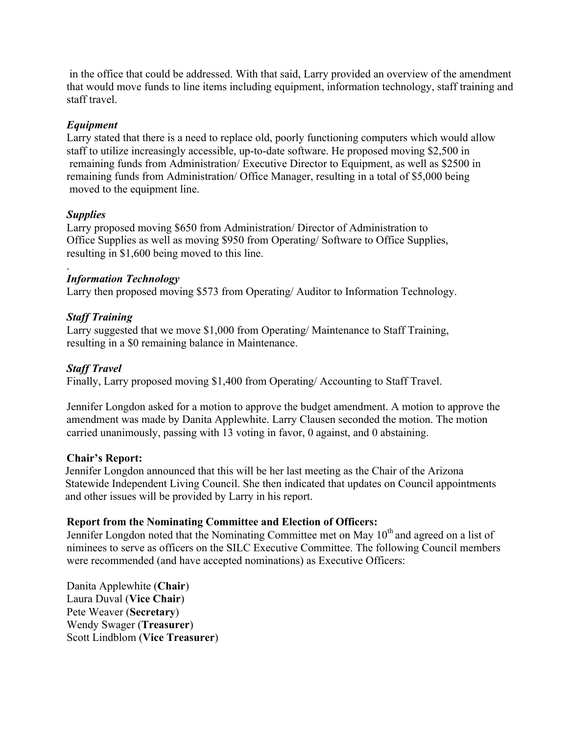in the office that could be addressed. With that said, Larry provided an overview of the amendment that would move funds to line items including equipment, information technology, staff training and staff travel.

***Equipment***

Larry stated that there is a need to replace old, poorly functioning computers which would allow staff to utilize increasingly accessible, up-to-date software. He proposed moving $2,500 in remaining funds from Administration/ Executive Director to Equipment, as well as $2500 in remaining funds from Administration/ Office Manager, resulting in a total of $5,000 being moved to the equipment line.

***Supplies***

Larry proposed moving $650 from Administration/ Director of Administration to Office Supplies as well as moving $950 from Operating/ Software to Office Supplies, resulting in $1,600 being moved to this line.

.

***Information Technology***

Larry then proposed moving $573 from Operating/ Auditor to Information Technology.

***Staff Training***

Larry suggested that we move $1,000 from Operating/ Maintenance to Staff Training, resulting in a $0 remaining balance in Maintenance.

***Staff Travel***

Finally, Larry proposed moving $1,400 from Operating/ Accounting to Staff Travel.

Jennifer Longdon asked for a motion to approve the budget amendment. A motion to approve the amendment was made by Danita Applewhite. Larry Clausen seconded the motion. The motion carried unanimously, passing with 13 voting in favor, 0 against, and 0 abstaining.

**Chair's Report:**

Jennifer Longdon announced that this will be her last meeting as the Chair of the Arizona Statewide Independent Living Council. She then indicated that updates on Council appointments and other issues will be provided by Larry in his report.

**Report from the Nominating Committee and Election of Officers:**

Jennifer Longdon noted that the Nominating Committee met on May 10th and agreed on a list of niminees to serve as officers on the SILC Executive Committee. The following Council members were recommended (and have accepted nominations) as Executive Officers:

Danita Applewhite (**Chair**)
Laura Duval (**Vice Chair**)
Pete Weaver (**Secretary**)
Wendy Swager (**Treasurer**)
Scott Lindblom (**Vice Treasurer**)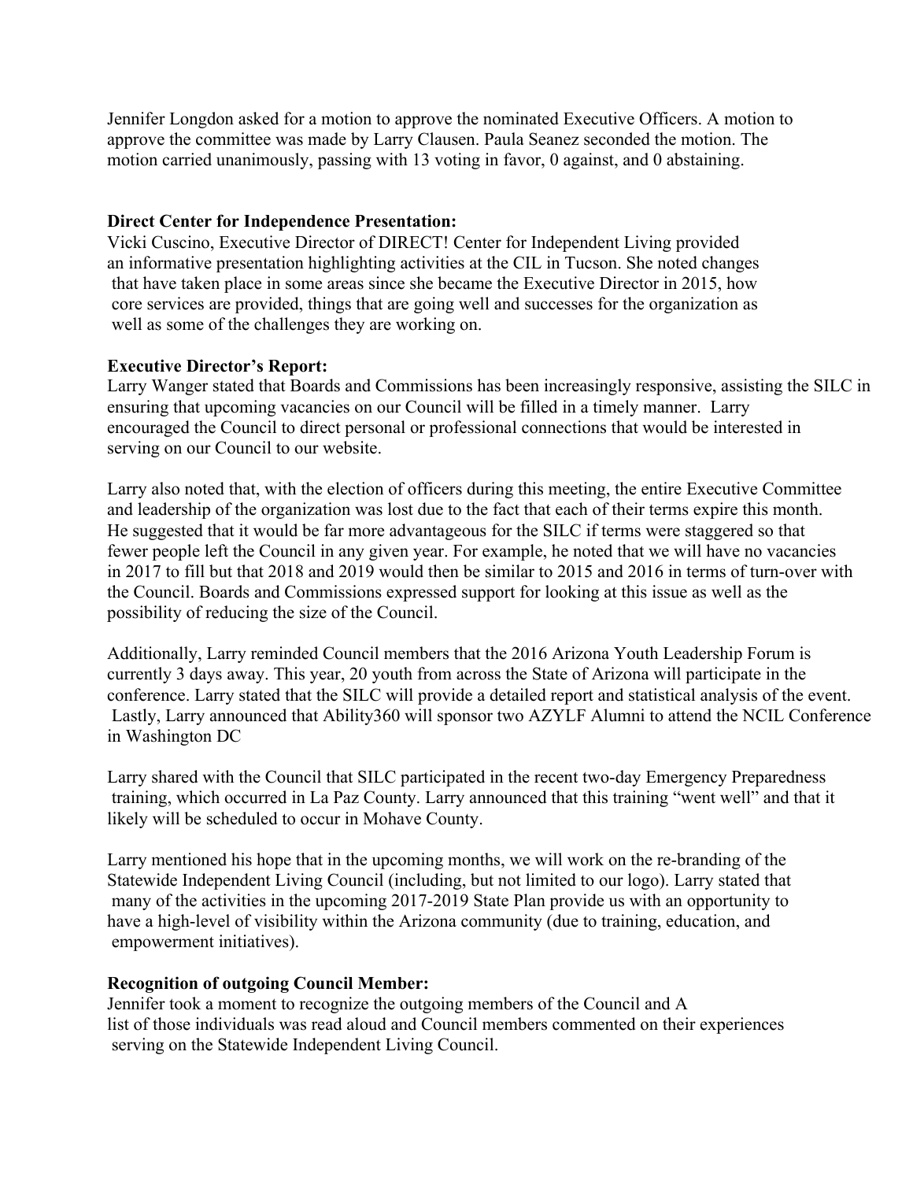Jennifer Longdon asked for a motion to approve the nominated Executive Officers. A motion to approve the committee was made by Larry Clausen. Paula Seanez seconded the motion. The motion carried unanimously, passing with 13 voting in favor, 0 against, and 0 abstaining.

**Direct Center for Independence Presentation:**
Vicki Cuscino, Executive Director of DIRECT! Center for Independent Living provided an informative presentation highlighting activities at the CIL in Tucson. She noted changes that have taken place in some areas since she became the Executive Director in 2015, how core services are provided, things that are going well and successes for the organization as well as some of the challenges they are working on.

**Executive Director's Report:**
Larry Wanger stated that Boards and Commissions has been increasingly responsive, assisting the SILC in ensuring that upcoming vacancies on our Council will be filled in a timely manner. Larry encouraged the Council to direct personal or professional connections that would be interested in serving on our Council to our website.

Larry also noted that, with the election of officers during this meeting, the entire Executive Committee and leadership of the organization was lost due to the fact that each of their terms expire this month. He suggested that it would be far more advantageous for the SILC if terms were staggered so that fewer people left the Council in any given year. For example, he noted that we will have no vacancies in 2017 to fill but that 2018 and 2019 would then be similar to 2015 and 2016 in terms of turn-over with the Council. Boards and Commissions expressed support for looking at this issue as well as the possibility of reducing the size of the Council.

Additionally, Larry reminded Council members that the 2016 Arizona Youth Leadership Forum is currently 3 days away. This year, 20 youth from across the State of Arizona will participate in the conference. Larry stated that the SILC will provide a detailed report and statistical analysis of the event. Lastly, Larry announced that Ability360 will sponsor two AZYLF Alumni to attend the NCIL Conference in Washington DC

Larry shared with the Council that SILC participated in the recent two-day Emergency Preparedness training, which occurred in La Paz County. Larry announced that this training "went well" and that it likely will be scheduled to occur in Mohave County.

Larry mentioned his hope that in the upcoming months, we will work on the re-branding of the Statewide Independent Living Council (including, but not limited to our logo). Larry stated that many of the activities in the upcoming 2017-2019 State Plan provide us with an opportunity to have a high-level of visibility within the Arizona community (due to training, education, and empowerment initiatives).

**Recognition of outgoing Council Member:**
Jennifer took a moment to recognize the outgoing members of the Council and A list of those individuals was read aloud and Council members commented on their experiences serving on the Statewide Independent Living Council.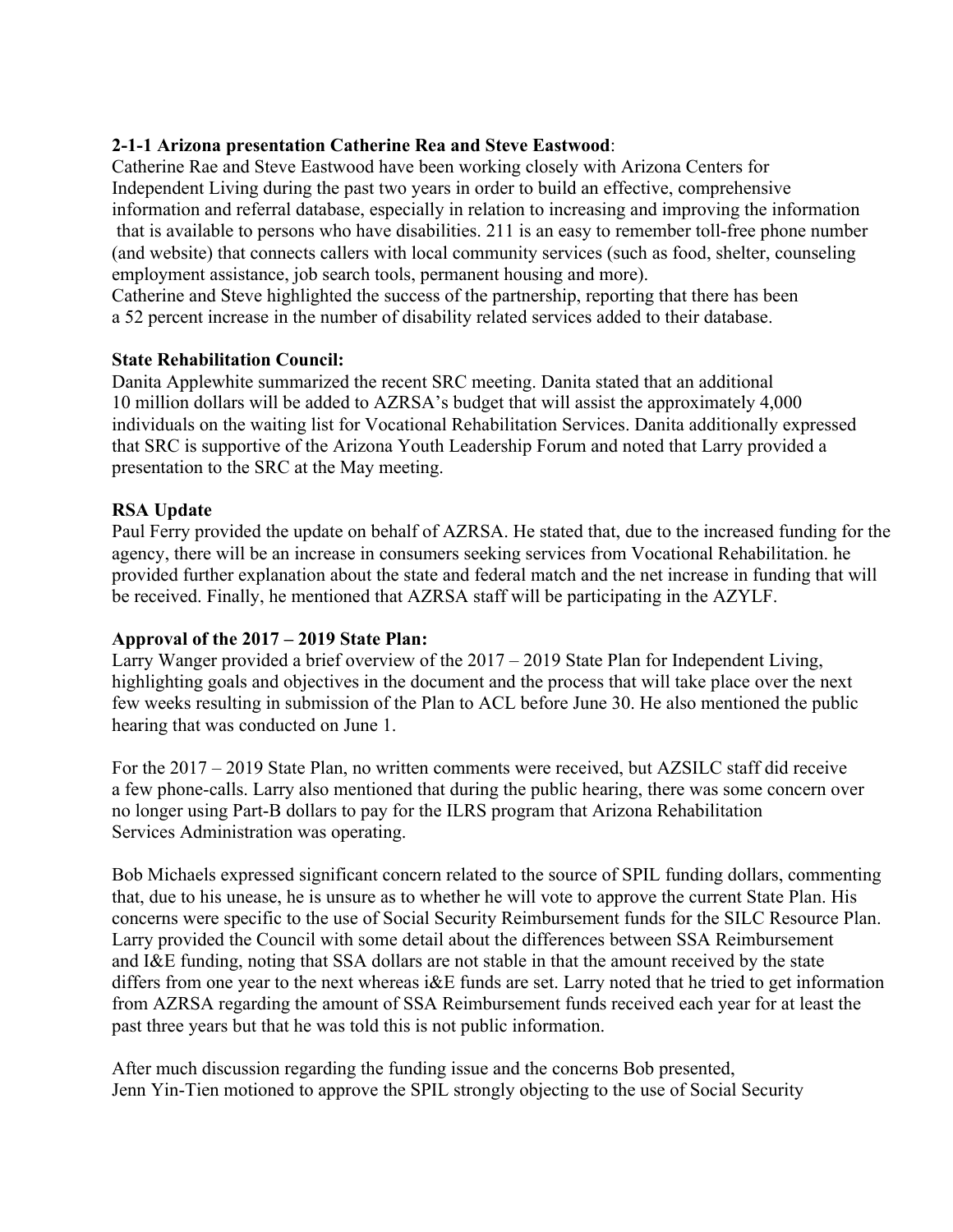**2-1-1 Arizona presentation Catherine Rea and Steve Eastwood**:

Catherine Rae and Steve Eastwood have been working closely with Arizona Centers for Independent Living during the past two years in order to build an effective, comprehensive information and referral database, especially in relation to increasing and improving the information that is available to persons who have disabilities. 211 is an easy to remember toll-free phone number (and website) that connects callers with local community services (such as food, shelter, counseling employment assistance, job search tools, permanent housing and more).

Catherine and Steve highlighted the success of the partnership, reporting that there has been a 52 percent increase in the number of disability related services added to their database.

**State Rehabilitation Council:**

Danita Applewhite summarized the recent SRC meeting. Danita stated that an additional 10 million dollars will be added to AZRSA's budget that will assist the approximately 4,000 individuals on the waiting list for Vocational Rehabilitation Services. Danita additionally expressed that SRC is supportive of the Arizona Youth Leadership Forum and noted that Larry provided a presentation to the SRC at the May meeting.

**RSA Update**

Paul Ferry provided the update on behalf of AZRSA. He stated that, due to the increased funding for the agency, there will be an increase in consumers seeking services from Vocational Rehabilitation. he provided further explanation about the state and federal match and the net increase in funding that will be received. Finally, he mentioned that AZRSA staff will be participating in the AZYLF.

**Approval of the 2017 – 2019 State Plan:**

Larry Wanger provided a brief overview of the 2017 – 2019 State Plan for Independent Living, highlighting goals and objectives in the document and the process that will take place over the next few weeks resulting in submission of the Plan to ACL before June 30. He also mentioned the public hearing that was conducted on June 1.

For the 2017 – 2019 State Plan, no written comments were received, but AZSILC staff did receive a few phone-calls. Larry also mentioned that during the public hearing, there was some concern over no longer using Part-B dollars to pay for the ILRS program that Arizona Rehabilitation Services Administration was operating.

Bob Michaels expressed significant concern related to the source of SPIL funding dollars, commenting that, due to his unease, he is unsure as to whether he will vote to approve the current State Plan. His concerns were specific to the use of Social Security Reimbursement funds for the SILC Resource Plan. Larry provided the Council with some detail about the differences between SSA Reimbursement and I&E funding, noting that SSA dollars are not stable in that the amount received by the state differs from one year to the next whereas i&E funds are set. Larry noted that he tried to get information from AZRSA regarding the amount of SSA Reimbursement funds received each year for at least the past three years but that he was told this is not public information.

After much discussion regarding the funding issue and the concerns Bob presented, Jenn Yin-Tien motioned to approve the SPIL strongly objecting to the use of Social Security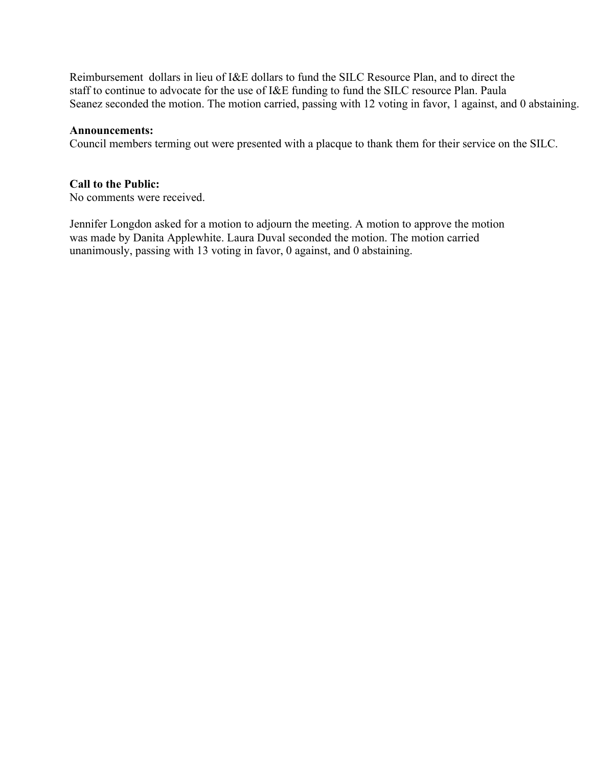Reimbursement dollars in lieu of I&E dollars to fund the SILC Resource Plan, and to direct the staff to continue to advocate for the use of I&E funding to fund the SILC resource Plan. Paula Seanez seconded the motion. The motion carried, passing with 12 voting in favor, 1 against, and 0 abstaining.

**Announcements:**
Council members terming out were presented with a placque to thank them for their service on the SILC.

**Call to the Public:**
No comments were received.

Jennifer Longdon asked for a motion to adjourn the meeting. A motion to approve the motion was made by Danita Applewhite. Laura Duval seconded the motion. The motion carried unanimously, passing with 13 voting in favor, 0 against, and 0 abstaining.